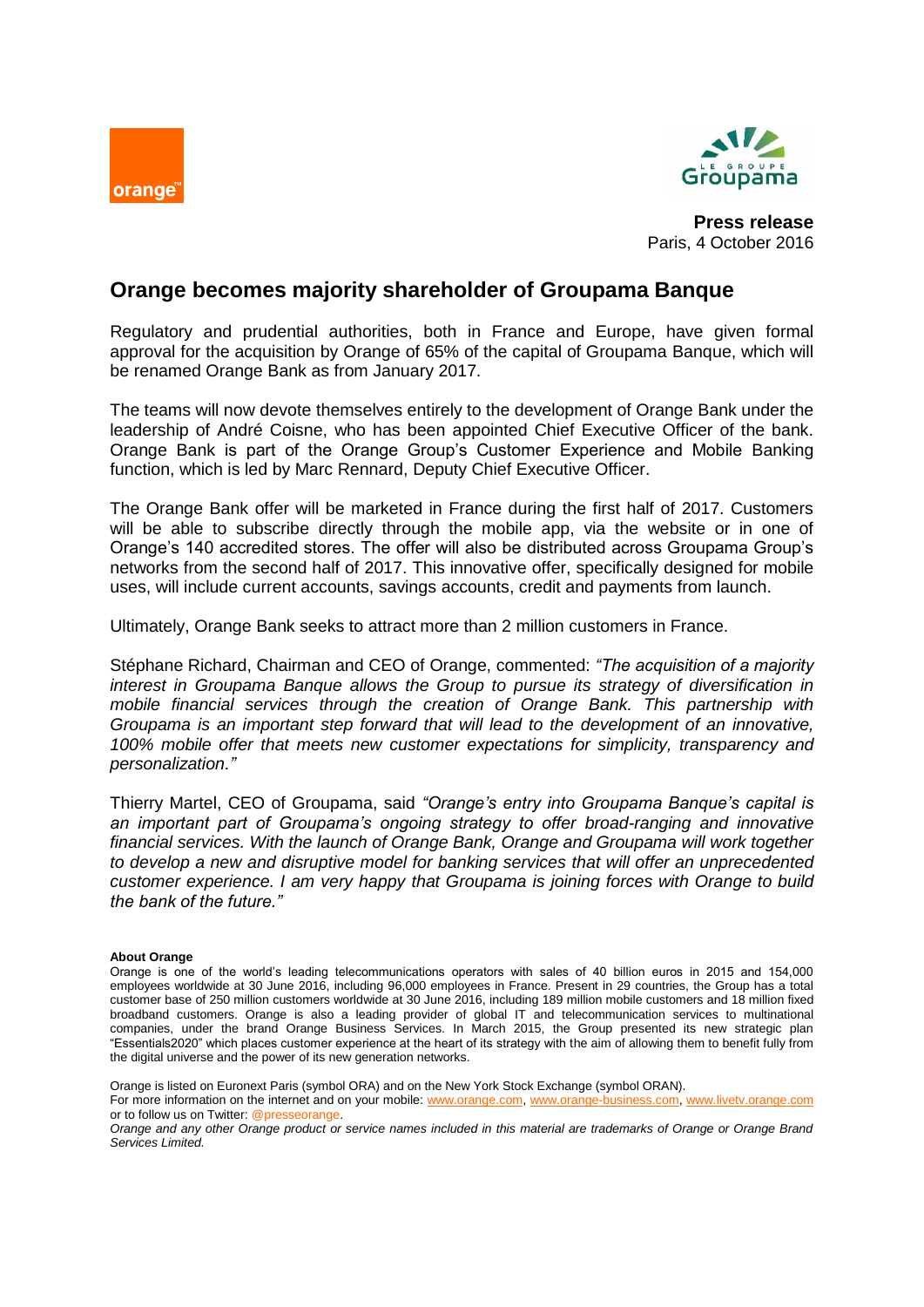**Press release**
Paris, 4 October 2016

# Orange becomes majority shareholder of Groupama Banque

Regulatory and prudential authorities, both in France and Europe, have given formal approval for the acquisition by Orange of 65% of the capital of Groupama Banque, which will be renamed Orange Bank as from January 2017.

The teams will now devote themselves entirely to the development of Orange Bank under the leadership of André Coisne, who has been appointed Chief Executive Officer of the bank. Orange Bank is part of the Orange Group's Customer Experience and Mobile Banking function, which is led by Marc Rennard, Deputy Chief Executive Officer.

The Orange Bank offer will be marketed in France during the first half of 2017. Customers will be able to subscribe directly through the mobile app, via the website or in one of Orange's 140 accredited stores. The offer will also be distributed across Groupama Group's networks from the second half of 2017. This innovative offer, specifically designed for mobile uses, will include current accounts, savings accounts, credit and payments from launch.

Ultimately, Orange Bank seeks to attract more than 2 million customers in France.

Stéphane Richard, Chairman and CEO of Orange, commented: *"The acquisition of a majority interest in Groupama Banque allows the Group to pursue its strategy of diversification in mobile financial services through the creation of Orange Bank. This partnership with Groupama is an important step forward that will lead to the development of an innovative, 100% mobile offer that meets new customer expectations for simplicity, transparency and personalization."*

Thierry Martel, CEO of Groupama, said *"Orange's entry into Groupama Banque's capital is an important part of Groupama's ongoing strategy to offer broad-ranging and innovative financial services. With the launch of Orange Bank, Orange and Groupama will work together to develop a new and disruptive model for banking services that will offer an unprecedented customer experience. I am very happy that Groupama is joining forces with Orange to build the bank of the future."*

**About Orange**

Orange is one of the world's leading telecommunications operators with sales of 40 billion euros in 2015 and 154,000 employees worldwide at 30 June 2016, including 96,000 employees in France. Present in 29 countries, the Group has a total customer base of 250 million customers worldwide at 30 June 2016, including 189 million mobile customers and 18 million fixed broadband customers. Orange is also a leading provider of global IT and telecommunication services to multinational companies, under the brand Orange Business Services. In March 2015, the Group presented its new strategic plan "Essentials2020" which places customer experience at the heart of its strategy with the aim of allowing them to benefit fully from the digital universe and the power of its new generation networks.

Orange is listed on Euronext Paris (symbol ORA) and on the New York Stock Exchange (symbol ORAN).
For more information on the internet and on your mobile: www.orange.com, www.orange-business.com, www.livetv.orange.com or to follow us on Twitter: @presseorange.
*Orange and any other Orange product or service names included in this material are trademarks of Orange or Orange Brand Services Limited.*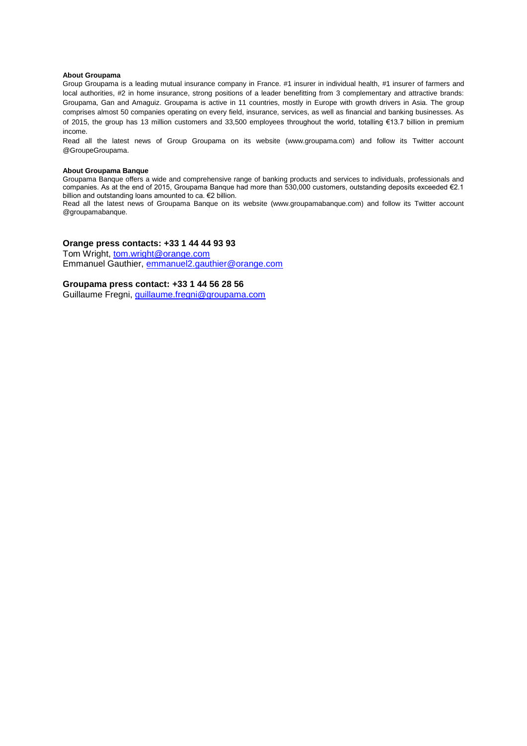**About Groupama**

Group Groupama is a leading mutual insurance company in France. #1 insurer in individual health, #1 insurer of farmers and local authorities, #2 in home insurance, strong positions of a leader benefitting from 3 complementary and attractive brands: Groupama, Gan and Amaguiz. Groupama is active in 11 countries, mostly in Europe with growth drivers in Asia. The group comprises almost 50 companies operating on every field, insurance, services, as well as financial and banking businesses. As of 2015, the group has 13 million customers and 33,500 employees throughout the world, totalling €13.7 billion in premium income.

Read all the latest news of Group Groupama on its website (www.groupama.com) and follow its Twitter account @GroupeGroupama.

**About Groupama Banque**

Groupama Banque offers a wide and comprehensive range of banking products and services to individuals, professionals and companies. As at the end of 2015, Groupama Banque had more than 530,000 customers, outstanding deposits exceeded €2.1 billion and outstanding loans amounted to ca. €2 billion.

Read all the latest news of Groupama Banque on its website (www.groupamabanque.com) and follow its Twitter account @groupamabanque.

**Orange press contacts: +33 1 44 44 93 93**

Tom Wright, tom.wright@orange.com

Emmanuel Gauthier, emmanuel2.gauthier@orange.com

**Groupama press contact: +33 1 44 56 28 56**

Guillaume Fregni, guillaume.fregni@groupama.com